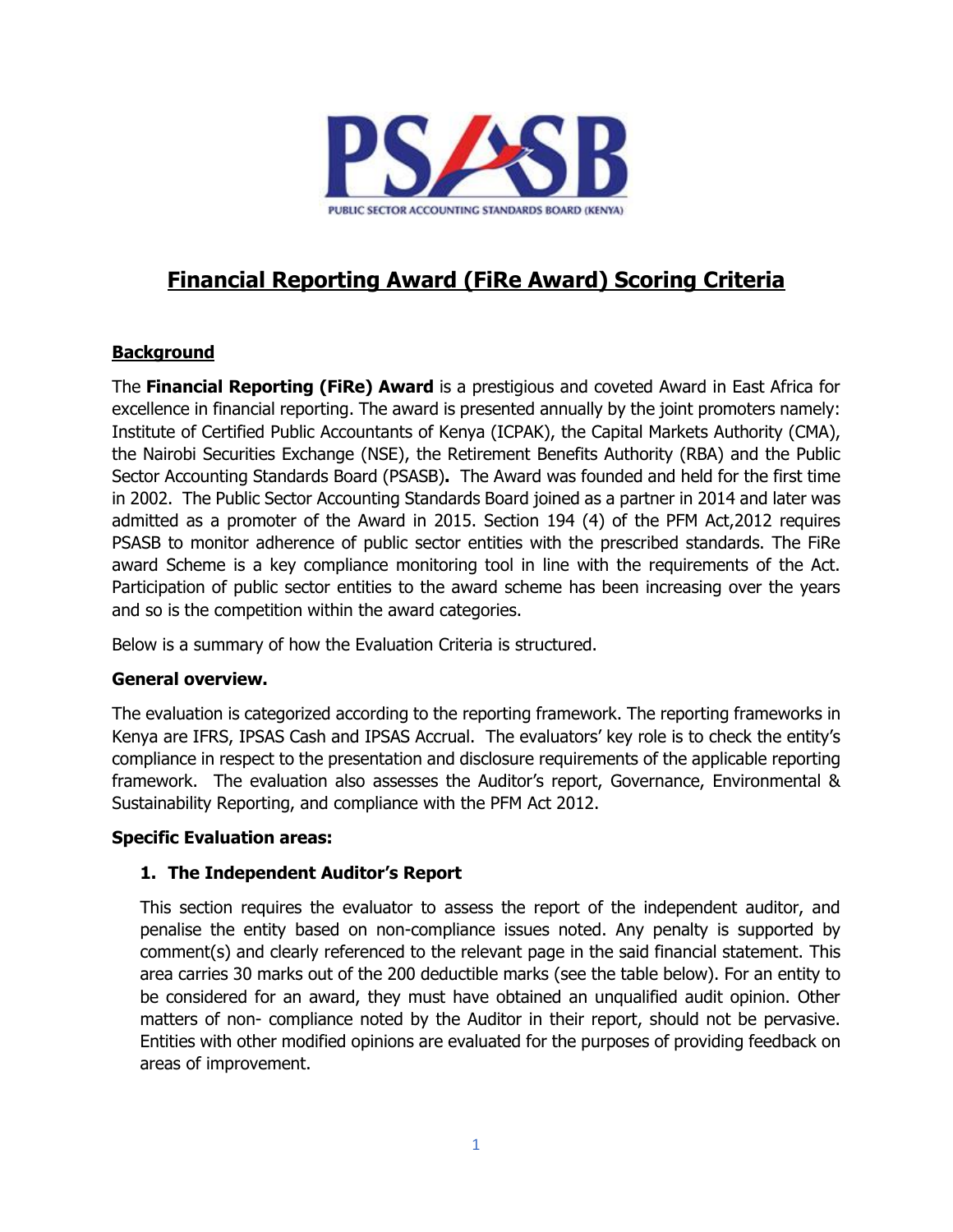# Financial Reporting Award (FiRe Award) Scoring Criteria

## Background

The **Financial Reporting (FiRe) Award** is a prestigious and coveted Award in East Africa for excellence in financial reporting. The award is presented annually by the joint promoters namely: Institute of Certified Public Accountants of Kenya (ICPAK), the Capital Markets Authority (CMA), the Nairobi Securities Exchange (NSE), the Retirement Benefits Authority (RBA) and the Public Sector Accounting Standards Board (PSASB)**.** The Award was founded and held for the first time in 2002. The Public Sector Accounting Standards Board joined as a partner in 2014 and later was admitted as a promoter of the Award in 2015. Section 194 (4) of the PFM Act,2012 requires PSASB to monitor adherence of public sector entities with the prescribed standards. The FiRe award Scheme is a key compliance monitoring tool in line with the requirements of the Act. Participation of public sector entities to the award scheme has been increasing over the years and so is the competition within the award categories.

Below is a summary of how the Evaluation Criteria is structured.

### General overview.

The evaluation is categorized according to the reporting framework. The reporting frameworks in Kenya are IFRS, IPSAS Cash and IPSAS Accrual. The evaluators' key role is to check the entity's compliance in respect to the presentation and disclosure requirements of the applicable reporting framework. The evaluation also assesses the Auditor's report, Governance, Environmental & Sustainability Reporting, and compliance with the PFM Act 2012.

### Specific Evaluation areas:

1. **The Independent Auditor's Report**

   This section requires the evaluator to assess the report of the independent auditor, and penalise the entity based on non-compliance issues noted. Any penalty is supported by comment(s) and clearly referenced to the relevant page in the said financial statement. This area carries 30 marks out of the 200 deductible marks (see the table below). For an entity to be considered for an award, they must have obtained an unqualified audit opinion. Other matters of non- compliance noted by the Auditor in their report, should not be pervasive. Entities with other modified opinions are evaluated for the purposes of providing feedback on areas of improvement.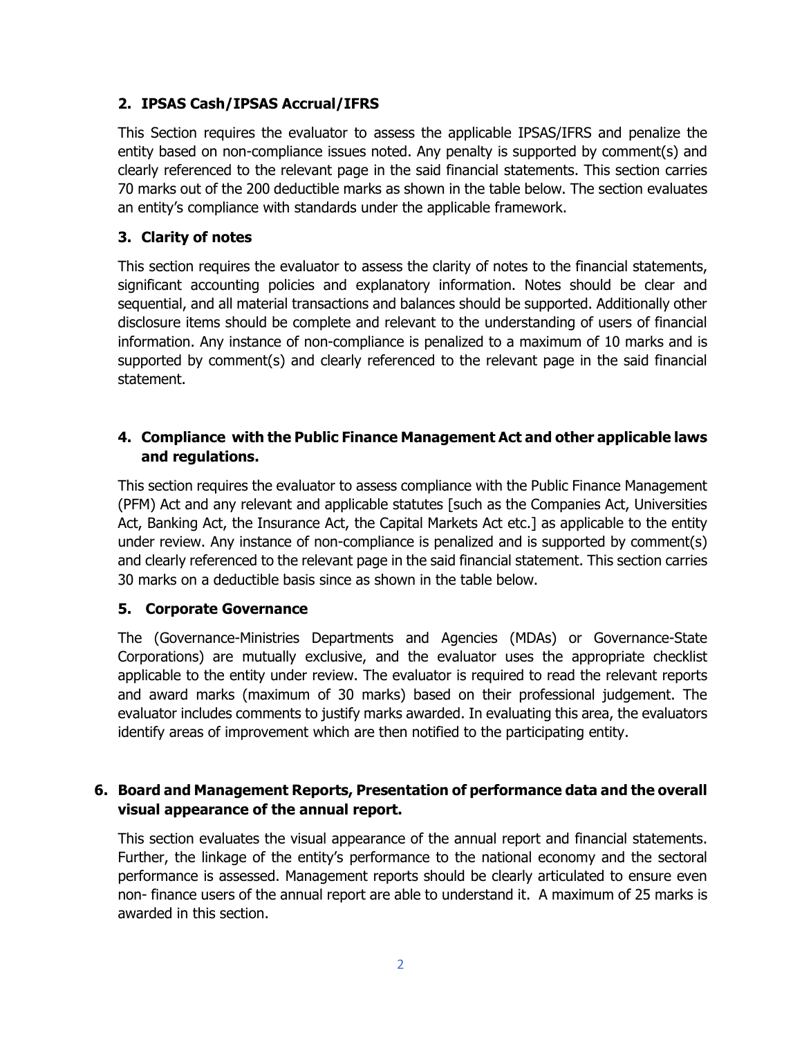## 2. IPSAS Cash/IPSAS Accrual/IFRS

This Section requires the evaluator to assess the applicable IPSAS/IFRS and penalize the entity based on non-compliance issues noted. Any penalty is supported by comment(s) and clearly referenced to the relevant page in the said financial statements. This section carries 70 marks out of the 200 deductible marks as shown in the table below. The section evaluates an entity's compliance with standards under the applicable framework.

## 3. Clarity of notes

This section requires the evaluator to assess the clarity of notes to the financial statements, significant accounting policies and explanatory information. Notes should be clear and sequential, and all material transactions and balances should be supported. Additionally other disclosure items should be complete and relevant to the understanding of users of financial information. Any instance of non-compliance is penalized to a maximum of 10 marks and is supported by comment(s) and clearly referenced to the relevant page in the said financial statement.

## 4. Compliance with the Public Finance Management Act and other applicable laws and regulations.

This section requires the evaluator to assess compliance with the Public Finance Management (PFM) Act and any relevant and applicable statutes [such as the Companies Act, Universities Act, Banking Act, the Insurance Act, the Capital Markets Act etc.] as applicable to the entity under review. Any instance of non-compliance is penalized and is supported by comment(s) and clearly referenced to the relevant page in the said financial statement. This section carries 30 marks on a deductible basis since as shown in the table below.

## 5. Corporate Governance

The (Governance-Ministries Departments and Agencies (MDAs) or Governance-State Corporations) are mutually exclusive, and the evaluator uses the appropriate checklist applicable to the entity under review. The evaluator is required to read the relevant reports and award marks (maximum of 30 marks) based on their professional judgement. The evaluator includes comments to justify marks awarded. In evaluating this area, the evaluators identify areas of improvement which are then notified to the participating entity.

## 6. Board and Management Reports, Presentation of performance data and the overall visual appearance of the annual report.

This section evaluates the visual appearance of the annual report and financial statements. Further, the linkage of the entity's performance to the national economy and the sectoral performance is assessed. Management reports should be clearly articulated to ensure even non- finance users of the annual report are able to understand it. A maximum of 25 marks is awarded in this section.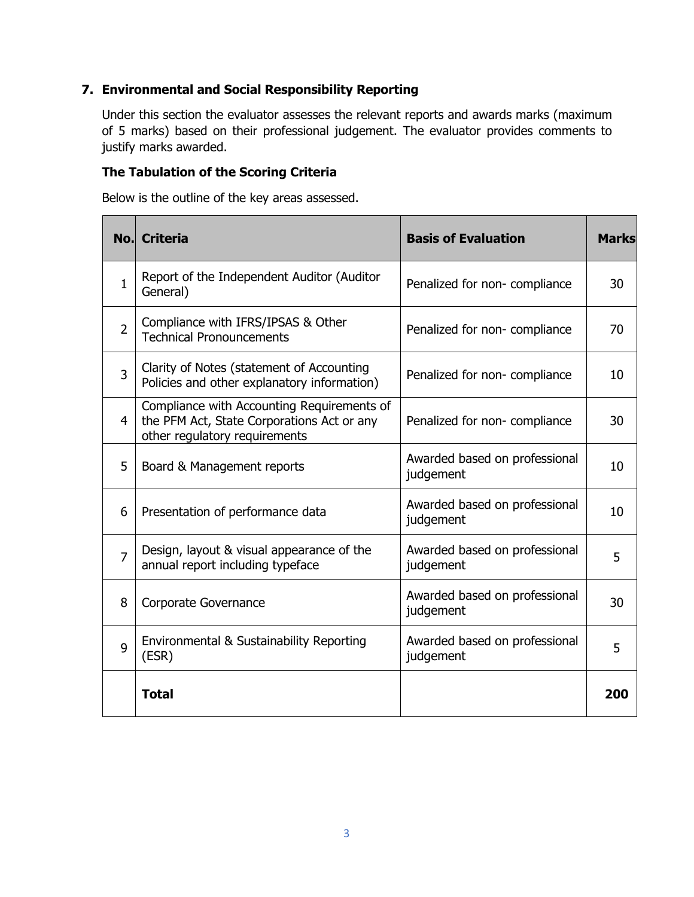## 7. Environmental and Social Responsibility Reporting

Under this section the evaluator assesses the relevant reports and awards marks (maximum of 5 marks) based on their professional judgement. The evaluator provides comments to justify marks awarded.

### The Tabulation of the Scoring Criteria

Below is the outline of the key areas assessed.

| No. | Criteria | Basis of Evaluation | Marks |
|---|---|---|---|
| 1 | Report of the Independent Auditor (Auditor General) | Penalized for non- compliance | 30 |
| 2 | Compliance with IFRS/IPSAS & Other Technical Pronouncements | Penalized for non- compliance | 70 |
| 3 | Clarity of Notes (statement of Accounting Policies and other explanatory information) | Penalized for non- compliance | 10 |
| 4 | Compliance with Accounting Requirements of the PFM Act, State Corporations Act or any other regulatory requirements | Penalized for non- compliance | 30 |
| 5 | Board & Management reports | Awarded based on professional judgement | 10 |
| 6 | Presentation of performance data | Awarded based on professional judgement | 10 |
| 7 | Design, layout & visual appearance of the annual report including typeface | Awarded based on professional judgement | 5 |
| 8 | Corporate Governance | Awarded based on professional judgement | 30 |
| 9 | Environmental & Sustainability Reporting (ESR) | Awarded based on professional judgement | 5 |
| | **Total** | | **200** |